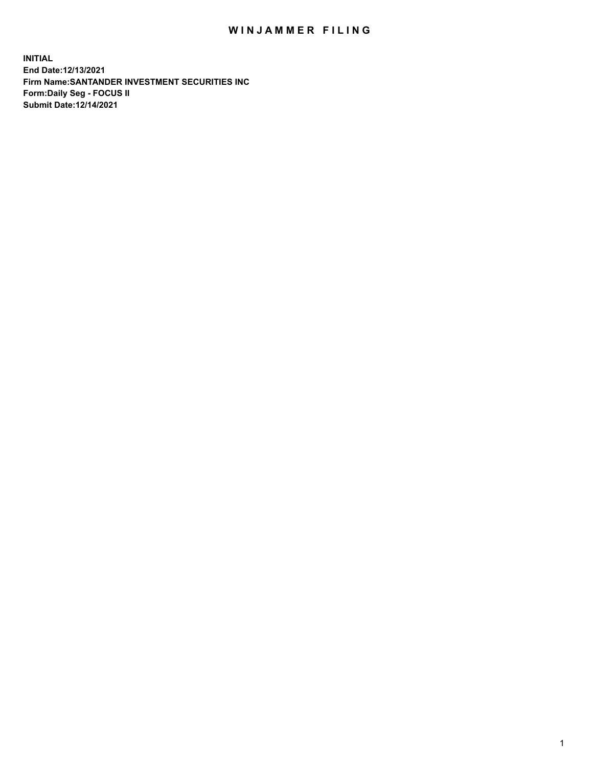# WINJAMMER FILING

**INITIAL**
**End Date:12/13/2021**
**Firm Name:SANTANDER INVESTMENT SECURITIES INC**
**Form:Daily Seg - FOCUS II**
**Submit Date:12/14/2021**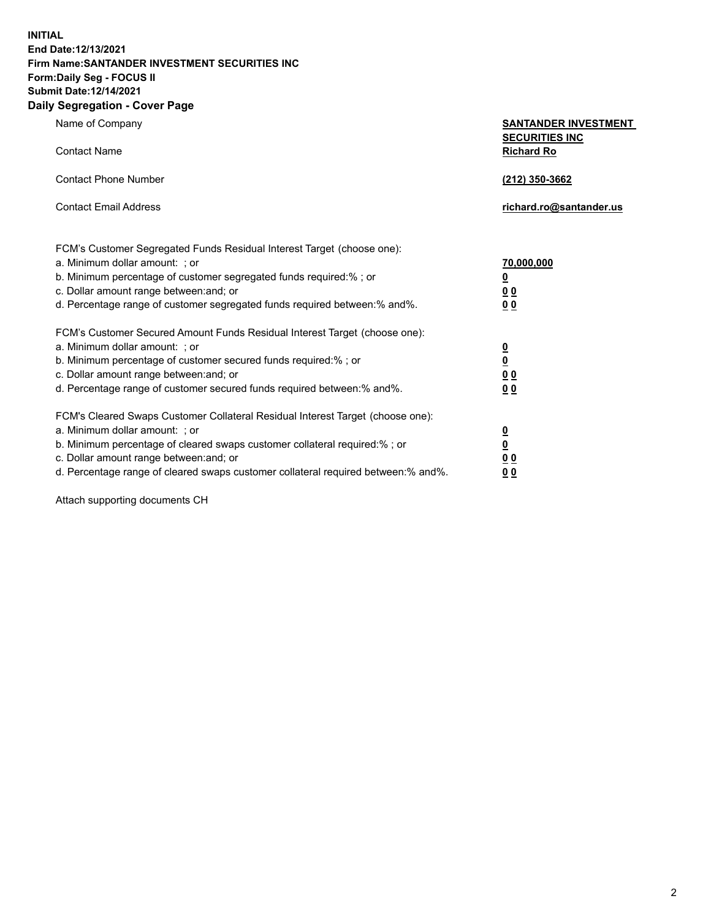**INITIAL**
**End Date:12/13/2021**
**Firm Name:SANTANDER INVESTMENT SECURITIES INC**
**Form:Daily Seg - FOCUS II**
**Submit Date:12/14/2021**

## Daily Segregation - Cover Page

| | |
|---|---|
| Name of Company | **SANTANDER INVESTMENT SECURITIES INC** |
| Contact Name | **Richard Ro** |
| Contact Phone Number | **(212) 350-3662** |
| Contact Email Address | **richard.ro@santander.us** |

| | |
|---|---|
| FCM's Customer Segregated Funds Residual Interest Target (choose one): | |
| a. Minimum dollar amount: ; or | **70,000,000** |
| b. Minimum percentage of customer segregated funds required:% ; or | **0** |
| c. Dollar amount range between:and; or | **0 0** |
| d. Percentage range of customer segregated funds required between:% and%. | **0 0** |
| FCM's Customer Secured Amount Funds Residual Interest Target (choose one): | |
| a. Minimum dollar amount: ; or | **0** |
| b. Minimum percentage of customer secured funds required:% ; or | **0** |
| c. Dollar amount range between:and; or | **0 0** |
| d. Percentage range of customer secured funds required between:% and%. | **0 0** |
| FCM's Cleared Swaps Customer Collateral Residual Interest Target (choose one): | |
| a. Minimum dollar amount: ; or | **0** |
| b. Minimum percentage of cleared swaps customer collateral required:% ; or | **0** |
| c. Dollar amount range between:and; or | **0 0** |
| d. Percentage range of cleared swaps customer collateral required between:% and%. | **0 0** |

Attach supporting documents CH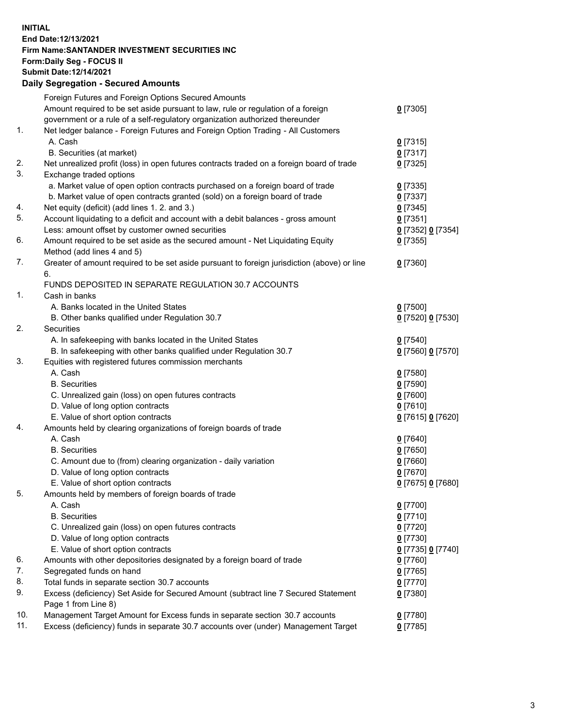**INITIAL**
**End Date:12/13/2021**
**Firm Name:SANTANDER INVESTMENT SECURITIES INC**
**Form:Daily Seg - FOCUS II**
**Submit Date:12/14/2021**

## Daily Segregation - Secured Amounts

| | | |
|---|---|---|
| | Foreign Futures and Foreign Options Secured Amounts | |
| | Amount required to be set aside pursuant to law, rule or regulation of a foreign government or a rule of a self-regulatory organization authorized thereunder | **0** [7305] |
| 1. | Net ledger balance - Foreign Futures and Foreign Option Trading - All Customers | |
| | A. Cash | **0** [7315] |
| | B. Securities (at market) | **0** [7317] |
| 2. | Net unrealized profit (loss) in open futures contracts traded on a foreign board of trade | **0** [7325] |
| 3. | Exchange traded options | |
| | a. Market value of open option contracts purchased on a foreign board of trade | **0** [7335] |
| | b. Market value of open contracts granted (sold) on a foreign board of trade | **0** [7337] |
| 4. | Net equity (deficit) (add lines 1. 2. and 3.) | **0** [7345] |
| 5. | Account liquidating to a deficit and account with a debit balances - gross amount | **0** [7351] |
| | Less: amount offset by customer owned securities | **0** [7352] **0** [7354] |
| 6. | Amount required to be set aside as the secured amount - Net Liquidating Equity Method (add lines 4 and 5) | **0** [7355] |
| 7. | Greater of amount required to be set aside pursuant to foreign jurisdiction (above) or line 6. | **0** [7360] |
| | FUNDS DEPOSITED IN SEPARATE REGULATION 30.7 ACCOUNTS | |
| 1. | Cash in banks | |
| | A. Banks located in the United States | **0** [7500] |
| | B. Other banks qualified under Regulation 30.7 | **0** [7520] **0** [7530] |
| 2. | Securities | |
| | A. In safekeeping with banks located in the United States | **0** [7540] |
| | B. In safekeeping with other banks qualified under Regulation 30.7 | **0** [7560] **0** [7570] |
| 3. | Equities with registered futures commission merchants | |
| | A. Cash | **0** [7580] |
| | B. Securities | **0** [7590] |
| | C. Unrealized gain (loss) on open futures contracts | **0** [7600] |
| | D. Value of long option contracts | **0** [7610] |
| | E. Value of short option contracts | **0** [7615] **0** [7620] |
| 4. | Amounts held by clearing organizations of foreign boards of trade | |
| | A. Cash | **0** [7640] |
| | B. Securities | **0** [7650] |
| | C. Amount due to (from) clearing organization - daily variation | **0** [7660] |
| | D. Value of long option contracts | **0** [7670] |
| | E. Value of short option contracts | **0** [7675] **0** [7680] |
| 5. | Amounts held by members of foreign boards of trade | |
| | A. Cash | **0** [7700] |
| | B. Securities | **0** [7710] |
| | C. Unrealized gain (loss) on open futures contracts | **0** [7720] |
| | D. Value of long option contracts | **0** [7730] |
| | E. Value of short option contracts | **0** [7735] **0** [7740] |
| 6. | Amounts with other depositories designated by a foreign board of trade | **0** [7760] |
| 7. | Segregated funds on hand | **0** [7765] |
| 8. | Total funds in separate section 30.7 accounts | **0** [7770] |
| 9. | Excess (deficiency) Set Aside for Secured Amount (subtract line 7 Secured Statement Page 1 from Line 8) | **0** [7380] |
| 10. | Management Target Amount for Excess funds in separate section 30.7 accounts | **0** [7780] |
| 11. | Excess (deficiency) funds in separate 30.7 accounts over (under) Management Target | **0** [7785] |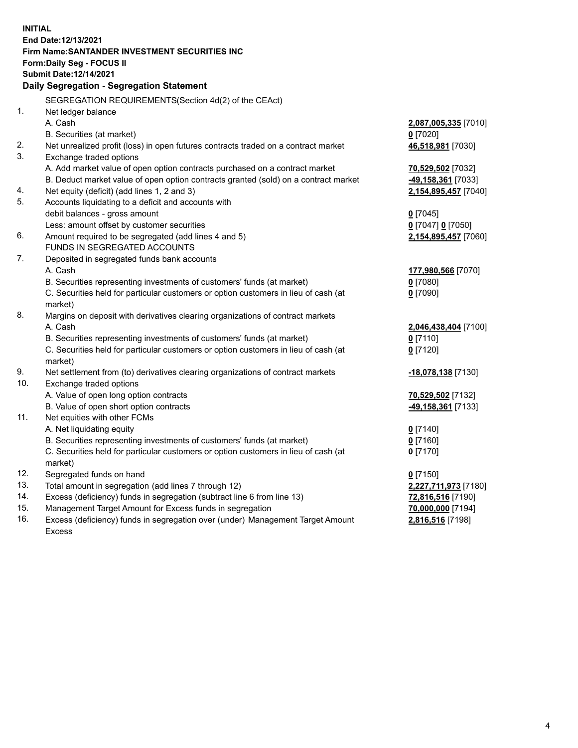**INITIAL**
**End Date:12/13/2021**
**Firm Name:SANTANDER INVESTMENT SECURITIES INC**
**Form:Daily Seg - FOCUS II**
**Submit Date:12/14/2021**

## Daily Segregation - Segregation Statement

SEGREGATION REQUIREMENTS(Section 4d(2) of the CEAct)

| | | |
|---|---|---|
| 1. | Net ledger balance | |
| | A. Cash | **2,087,005,335** [7010] |
| | B. Securities (at market) | **0** [7020] |
| 2. | Net unrealized profit (loss) in open futures contracts traded on a contract market | **46,518,981** [7030] |
| 3. | Exchange traded options | |
| | A. Add market value of open option contracts purchased on a contract market | **70,529,502** [7032] |
| | B. Deduct market value of open option contracts granted (sold) on a contract market | **-49,158,361** [7033] |
| 4. | Net equity (deficit) (add lines 1, 2 and 3) | **2,154,895,457** [7040] |
| 5. | Accounts liquidating to a deficit and accounts with debit balances - gross amount | **0** [7045] |
| | Less: amount offset by customer securities | **0** [7047] **0** [7050] |
| 6. | Amount required to be segregated (add lines 4 and 5) | **2,154,895,457** [7060] |
| | FUNDS IN SEGREGATED ACCOUNTS | |
| 7. | Deposited in segregated funds bank accounts | |
| | A. Cash | **177,980,566** [7070] |
| | B. Securities representing investments of customers' funds (at market) | **0** [7080] |
| | C. Securities held for particular customers or option customers in lieu of cash (at market) | **0** [7090] |
| 8. | Margins on deposit with derivatives clearing organizations of contract markets | |
| | A. Cash | **2,046,438,404** [7100] |
| | B. Securities representing investments of customers' funds (at market) | **0** [7110] |
| | C. Securities held for particular customers or option customers in lieu of cash (at market) | **0** [7120] |
| 9. | Net settlement from (to) derivatives clearing organizations of contract markets | **-18,078,138** [7130] |
| 10. | Exchange traded options | |
| | A. Value of open long option contracts | **70,529,502** [7132] |
| | B. Value of open short option contracts | **-49,158,361** [7133] |
| 11. | Net equities with other FCMs | |
| | A. Net liquidating equity | **0** [7140] |
| | B. Securities representing investments of customers' funds (at market) | **0** [7160] |
| | C. Securities held for particular customers or option customers in lieu of cash (at market) | **0** [7170] |
| 12. | Segregated funds on hand | **0** [7150] |
| 13. | Total amount in segregation (add lines 7 through 12) | **2,227,711,973** [7180] |
| 14. | Excess (deficiency) funds in segregation (subtract line 6 from line 13) | **72,816,516** [7190] |
| 15. | Management Target Amount for Excess funds in segregation | **70,000,000** [7194] |
| 16. | Excess (deficiency) funds in segregation over (under) Management Target Amount Excess | **2,816,516** [7198] |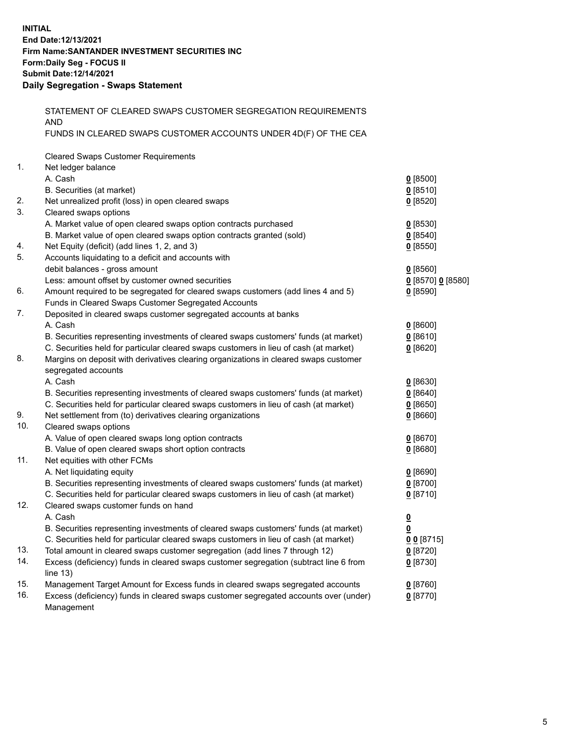**INITIAL**
**End Date:12/13/2021**
**Firm Name:SANTANDER INVESTMENT SECURITIES INC**
**Form:Daily Seg - FOCUS II**
**Submit Date:12/14/2021**
**Daily Segregation - Swaps Statement**

STATEMENT OF CLEARED SWAPS CUSTOMER SEGREGATION REQUIREMENTS AND FUNDS IN CLEARED SWAPS CUSTOMER ACCOUNTS UNDER 4D(F) OF THE CEA

| | | |
|---|---|---|
| | Cleared Swaps Customer Requirements | |
| 1. | Net ledger balance | |
| | A. Cash | 0 [8500] |
| | B. Securities (at market) | 0 [8510] |
| 2. | Net unrealized profit (loss) in open cleared swaps | 0 [8520] |
| 3. | Cleared swaps options | |
| | A. Market value of open cleared swaps option contracts purchased | 0 [8530] |
| | B. Market value of open cleared swaps option contracts granted (sold) | 0 [8540] |
| 4. | Net Equity (deficit) (add lines 1, 2, and 3) | 0 [8550] |
| 5. | Accounts liquidating to a deficit and accounts with | |
| | debit balances - gross amount | 0 [8560] |
| | Less: amount offset by customer owned securities | 0 [8570] 0 [8580] |
| 6. | Amount required to be segregated for cleared swaps customers (add lines 4 and 5) | 0 [8590] |
| | Funds in Cleared Swaps Customer Segregated Accounts | |
| 7. | Deposited in cleared swaps customer segregated accounts at banks | |
| | A. Cash | 0 [8600] |
| | B. Securities representing investments of cleared swaps customers' funds (at market) | 0 [8610] |
| | C. Securities held for particular cleared swaps customers in lieu of cash (at market) | 0 [8620] |
| 8. | Margins on deposit with derivatives clearing organizations in cleared swaps customer segregated accounts | |
| | A. Cash | 0 [8630] |
| | B. Securities representing investments of cleared swaps customers' funds (at market) | 0 [8640] |
| | C. Securities held for particular cleared swaps customers in lieu of cash (at market) | 0 [8650] |
| 9. | Net settlement from (to) derivatives clearing organizations | 0 [8660] |
| 10. | Cleared swaps options | |
| | A. Value of open cleared swaps long option contracts | 0 [8670] |
| | B. Value of open cleared swaps short option contracts | 0 [8680] |
| 11. | Net equities with other FCMs | |
| | A. Net liquidating equity | 0 [8690] |
| | B. Securities representing investments of cleared swaps customers' funds (at market) | 0 [8700] |
| | C. Securities held for particular cleared swaps customers in lieu of cash (at market) | 0 [8710] |
| 12. | Cleared swaps customer funds on hand | |
| | A. Cash | 0 |
| | B. Securities representing investments of cleared swaps customers' funds (at market) | 0 |
| | C. Securities held for particular cleared swaps customers in lieu of cash (at market) | 0 0 [8715] |
| 13. | Total amount in cleared swaps customer segregation (add lines 7 through 12) | 0 [8720] |
| 14. | Excess (deficiency) funds in cleared swaps customer segregation (subtract line 6 from line 13) | 0 [8730] |
| 15. | Management Target Amount for Excess funds in cleared swaps segregated accounts | 0 [8760] |
| 16. | Excess (deficiency) funds in cleared swaps customer segregated accounts over (under) Management | 0 [8770] |